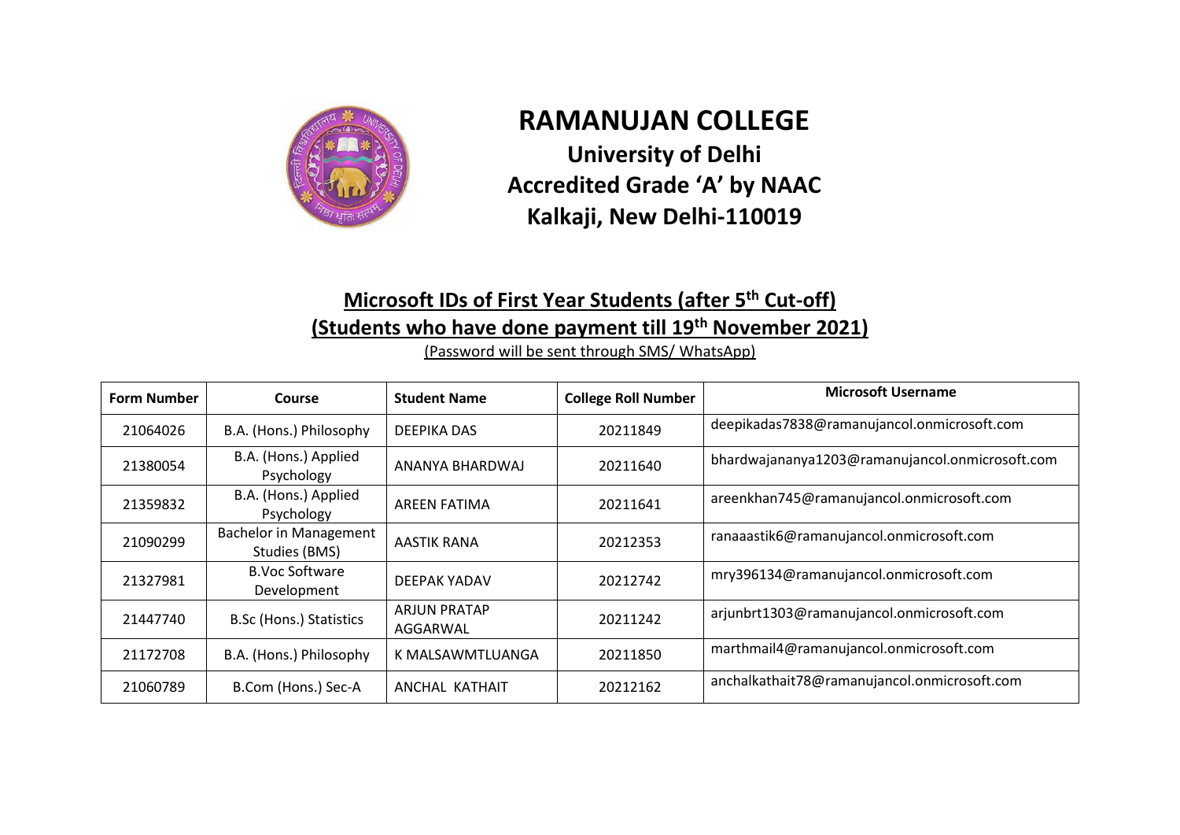# RAMANUJAN COLLEGE

## University of Delhi

## Accredited Grade 'A' by NAAC

## Kalkaji, New Delhi-110019

### Microsoft IDs of First Year Students (after 5th Cut-off)

### (Students who have done payment till 19th November 2021)

(Password will be sent through SMS/ WhatsApp)

| Form Number | Course | Student Name | College Roll Number | Microsoft Username |
|---|---|---|---|---|
| 21064026 | B.A. (Hons.) Philosophy | DEEPIKA DAS | 20211849 | deepikadas7838@ramanujancol.onmicrosoft.com |
| 21380054 | B.A. (Hons.) Applied Psychology | ANANYA BHARDWAJ | 20211640 | bhardwajananya1203@ramanujancol.onmicrosoft.com |
| 21359832 | B.A. (Hons.) Applied Psychology | AREEN FATIMA | 20211641 | areenkhan745@ramanujancol.onmicrosoft.com |
| 21090299 | Bachelor in Management Studies (BMS) | AASTIK RANA | 20212353 | ranaaastik6@ramanujancol.onmicrosoft.com |
| 21327981 | B.Voc Software Development | DEEPAK YADAV | 20212742 | mry396134@ramanujancol.onmicrosoft.com |
| 21447740 | B.Sc (Hons.) Statistics | ARJUN PRATAP AGGARWAL | 20211242 | arjunbrt1303@ramanujancol.onmicrosoft.com |
| 21172708 | B.A. (Hons.) Philosophy | K MALSAWMTLUANGA | 20211850 | marthmail4@ramanujancol.onmicrosoft.com |
| 21060789 | B.Com (Hons.) Sec-A | ANCHAL KATHAIT | 20212162 | anchalkathait78@ramanujancol.onmicrosoft.com |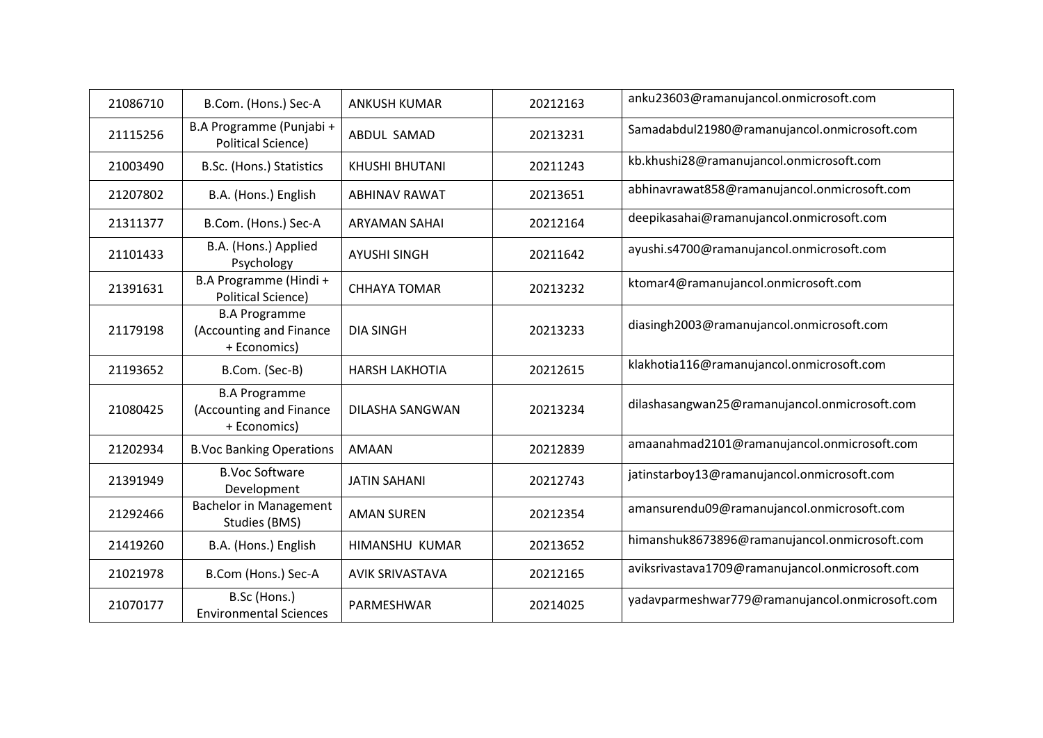| | | | | |
|---|---|---|---|---|
| 21086710 | B.Com. (Hons.) Sec-A | ANKUSH KUMAR | 20212163 | anku23603@ramanujancol.onmicrosoft.com |
| 21115256 | B.A Programme (Punjabi + Political Science) | ABDUL SAMAD | 20213231 | Samadabdul21980@ramanujancol.onmicrosoft.com |
| 21003490 | B.Sc. (Hons.) Statistics | KHUSHI BHUTANI | 20211243 | kb.khushi28@ramanujancol.onmicrosoft.com |
| 21207802 | B.A. (Hons.) English | ABHINAV RAWAT | 20213651 | abhinavrawat858@ramanujancol.onmicrosoft.com |
| 21311377 | B.Com. (Hons.) Sec-A | ARYAMAN SAHAI | 20212164 | deepikasahai@ramanujancol.onmicrosoft.com |
| 21101433 | B.A. (Hons.) Applied Psychology | AYUSHI SINGH | 20211642 | ayushi.s4700@ramanujancol.onmicrosoft.com |
| 21391631 | B.A Programme (Hindi + Political Science) | CHHAYA TOMAR | 20213232 | ktomar4@ramanujancol.onmicrosoft.com |
| 21179198 | B.A Programme (Accounting and Finance + Economics) | DIA SINGH | 20213233 | diasingh2003@ramanujancol.onmicrosoft.com |
| 21193652 | B.Com. (Sec-B) | HARSH LAKHOTIA | 20212615 | klakhotia116@ramanujancol.onmicrosoft.com |
| 21080425 | B.A Programme (Accounting and Finance + Economics) | DILASHA SANGWAN | 20213234 | dilashasangwan25@ramanujancol.onmicrosoft.com |
| 21202934 | B.Voc Banking Operations | AMAAN | 20212839 | amaanahmad2101@ramanujancol.onmicrosoft.com |
| 21391949 | B.Voc Software Development | JATIN SAHANI | 20212743 | jatinstarboy13@ramanujancol.onmicrosoft.com |
| 21292466 | Bachelor in Management Studies (BMS) | AMAN SUREN | 20212354 | amansurendu09@ramanujancol.onmicrosoft.com |
| 21419260 | B.A. (Hons.) English | HIMANSHU KUMAR | 20213652 | himanshuk8673896@ramanujancol.onmicrosoft.com |
| 21021978 | B.Com (Hons.) Sec-A | AVIK SRIVASTAVA | 20212165 | aviksrivastava1709@ramanujancol.onmicrosoft.com |
| 21070177 | B.Sc (Hons.) Environmental Sciences | PARMESHWAR | 20214025 | yadavparmeshwar779@ramanujancol.onmicrosoft.com |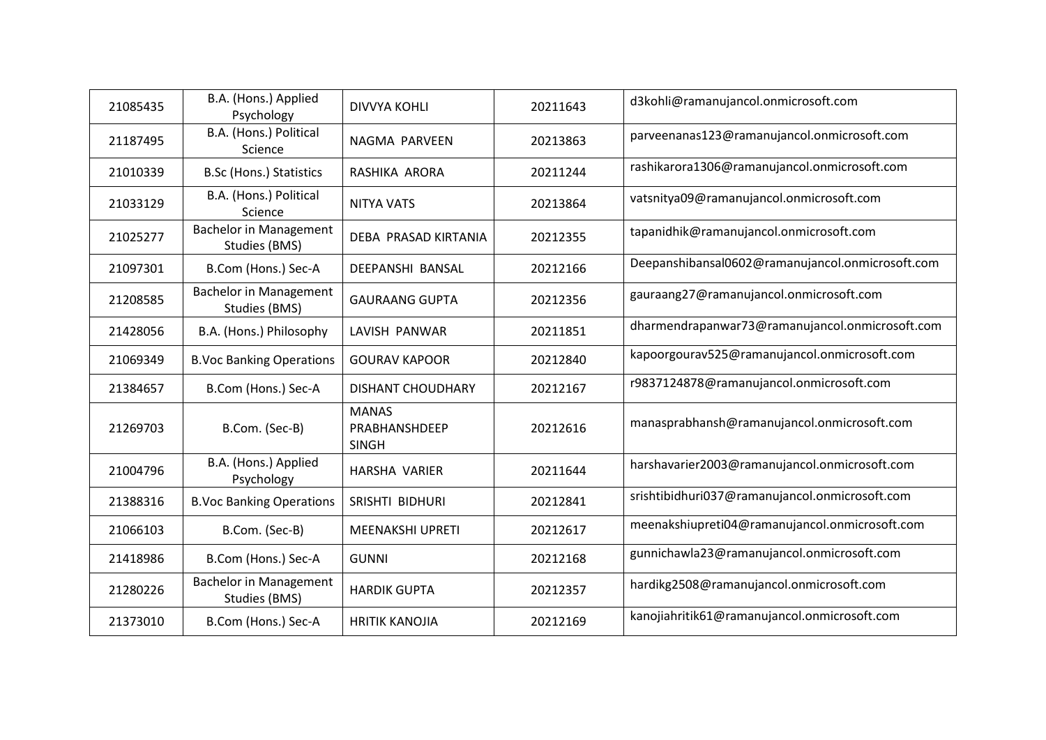| | | | | |
|---|---|---|---|---|
| 21085435 | B.A. (Hons.) Applied Psychology | DIVVYA KOHLI | 20211643 | d3kohli@ramanujancol.onmicrosoft.com |
| 21187495 | B.A. (Hons.) Political Science | NAGMA PARVEEN | 20213863 | parveenanas123@ramanujancol.onmicrosoft.com |
| 21010339 | B.Sc (Hons.) Statistics | RASHIKA ARORA | 20211244 | rashikarora1306@ramanujancol.onmicrosoft.com |
| 21033129 | B.A. (Hons.) Political Science | NITYA VATS | 20213864 | vatsnitya09@ramanujancol.onmicrosoft.com |
| 21025277 | Bachelor in Management Studies (BMS) | DEBA PRASAD KIRTANIA | 20212355 | tapanidhik@ramanujancol.onmicrosoft.com |
| 21097301 | B.Com (Hons.) Sec-A | DEEPANSHI BANSAL | 20212166 | Deepanshibansal0602@ramanujancol.onmicrosoft.com |
| 21208585 | Bachelor in Management Studies (BMS) | GAURAANG GUPTA | 20212356 | gauraang27@ramanujancol.onmicrosoft.com |
| 21428056 | B.A. (Hons.) Philosophy | LAVISH PANWAR | 20211851 | dharmendrapanwar73@ramanujancol.onmicrosoft.com |
| 21069349 | B.Voc Banking Operations | GOURAV KAPOOR | 20212840 | kapoorgourav525@ramanujancol.onmicrosoft.com |
| 21384657 | B.Com (Hons.) Sec-A | DISHANT CHOUDHARY | 20212167 | r9837124878@ramanujancol.onmicrosoft.com |
| 21269703 | B.Com. (Sec-B) | MANAS PRABHANSHDEEP SINGH | 20212616 | manasprabhansh@ramanujancol.onmicrosoft.com |
| 21004796 | B.A. (Hons.) Applied Psychology | HARSHA VARIER | 20211644 | harshavarier2003@ramanujancol.onmicrosoft.com |
| 21388316 | B.Voc Banking Operations | SRISHTI BIDHURI | 20212841 | srishtibidhuri037@ramanujancol.onmicrosoft.com |
| 21066103 | B.Com. (Sec-B) | MEENAKSHI UPRETI | 20212617 | meenakshiupreti04@ramanujancol.onmicrosoft.com |
| 21418986 | B.Com (Hons.) Sec-A | GUNNI | 20212168 | gunnichawla23@ramanujancol.onmicrosoft.com |
| 21280226 | Bachelor in Management Studies (BMS) | HARDIK GUPTA | 20212357 | hardikg2508@ramanujancol.onmicrosoft.com |
| 21373010 | B.Com (Hons.) Sec-A | HRITIK KANOJIA | 20212169 | kanojiahritik61@ramanujancol.onmicrosoft.com |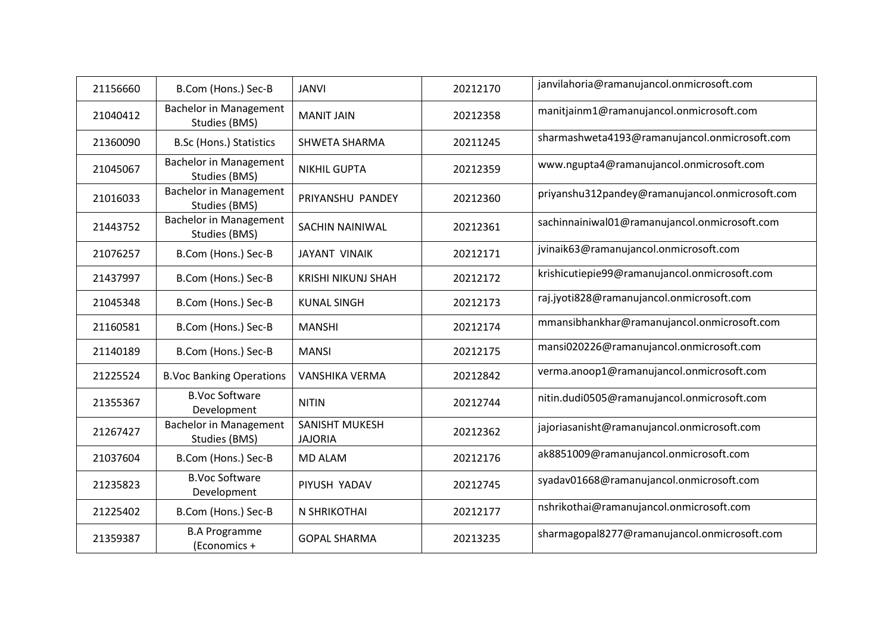| | | | | |
|---|---|---|---|---|
| 21156660 | B.Com (Hons.) Sec-B | JANVI | 20212170 | janvilahoria@ramanujancol.onmicrosoft.com |
| 21040412 | Bachelor in Management Studies (BMS) | MANIT JAIN | 20212358 | manitjainm1@ramanujancol.onmicrosoft.com |
| 21360090 | B.Sc (Hons.) Statistics | SHWETA SHARMA | 20211245 | sharmashweta4193@ramanujancol.onmicrosoft.com |
| 21045067 | Bachelor in Management Studies (BMS) | NIKHIL GUPTA | 20212359 | www.ngupta4@ramanujancol.onmicrosoft.com |
| 21016033 | Bachelor in Management Studies (BMS) | PRIYANSHU PANDEY | 20212360 | priyanshu312pandey@ramanujancol.onmicrosoft.com |
| 21443752 | Bachelor in Management Studies (BMS) | SACHIN NAINIWAL | 20212361 | sachinnainiwal01@ramanujancol.onmicrosoft.com |
| 21076257 | B.Com (Hons.) Sec-B | JAYANT VINAIK | 20212171 | jvinaik63@ramanujancol.onmicrosoft.com |
| 21437997 | B.Com (Hons.) Sec-B | KRISHI NIKUNJ SHAH | 20212172 | krishicutiepie99@ramanujancol.onmicrosoft.com |
| 21045348 | B.Com (Hons.) Sec-B | KUNAL SINGH | 20212173 | raj.jyoti828@ramanujancol.onmicrosoft.com |
| 21160581 | B.Com (Hons.) Sec-B | MANSHI | 20212174 | mmansibhankhar@ramanujancol.onmicrosoft.com |
| 21140189 | B.Com (Hons.) Sec-B | MANSI | 20212175 | mansi020226@ramanujancol.onmicrosoft.com |
| 21225524 | B.Voc Banking Operations | VANSHIKA VERMA | 20212842 | verma.anoop1@ramanujancol.onmicrosoft.com |
| 21355367 | B.Voc Software Development | NITIN | 20212744 | nitin.dudi0505@ramanujancol.onmicrosoft.com |
| 21267427 | Bachelor in Management Studies (BMS) | SANISHT MUKESH JAJORIA | 20212362 | jajoriasanisht@ramanujancol.onmicrosoft.com |
| 21037604 | B.Com (Hons.) Sec-B | MD ALAM | 20212176 | ak8851009@ramanujancol.onmicrosoft.com |
| 21235823 | B.Voc Software Development | PIYUSH YADAV | 20212745 | syadav01668@ramanujancol.onmicrosoft.com |
| 21225402 | B.Com (Hons.) Sec-B | N SHRIKOTHAI | 20212177 | nshrikothai@ramanujancol.onmicrosoft.com |
| 21359387 | B.A Programme (Economics + | GOPAL SHARMA | 20213235 | sharmagopal8277@ramanujancol.onmicrosoft.com |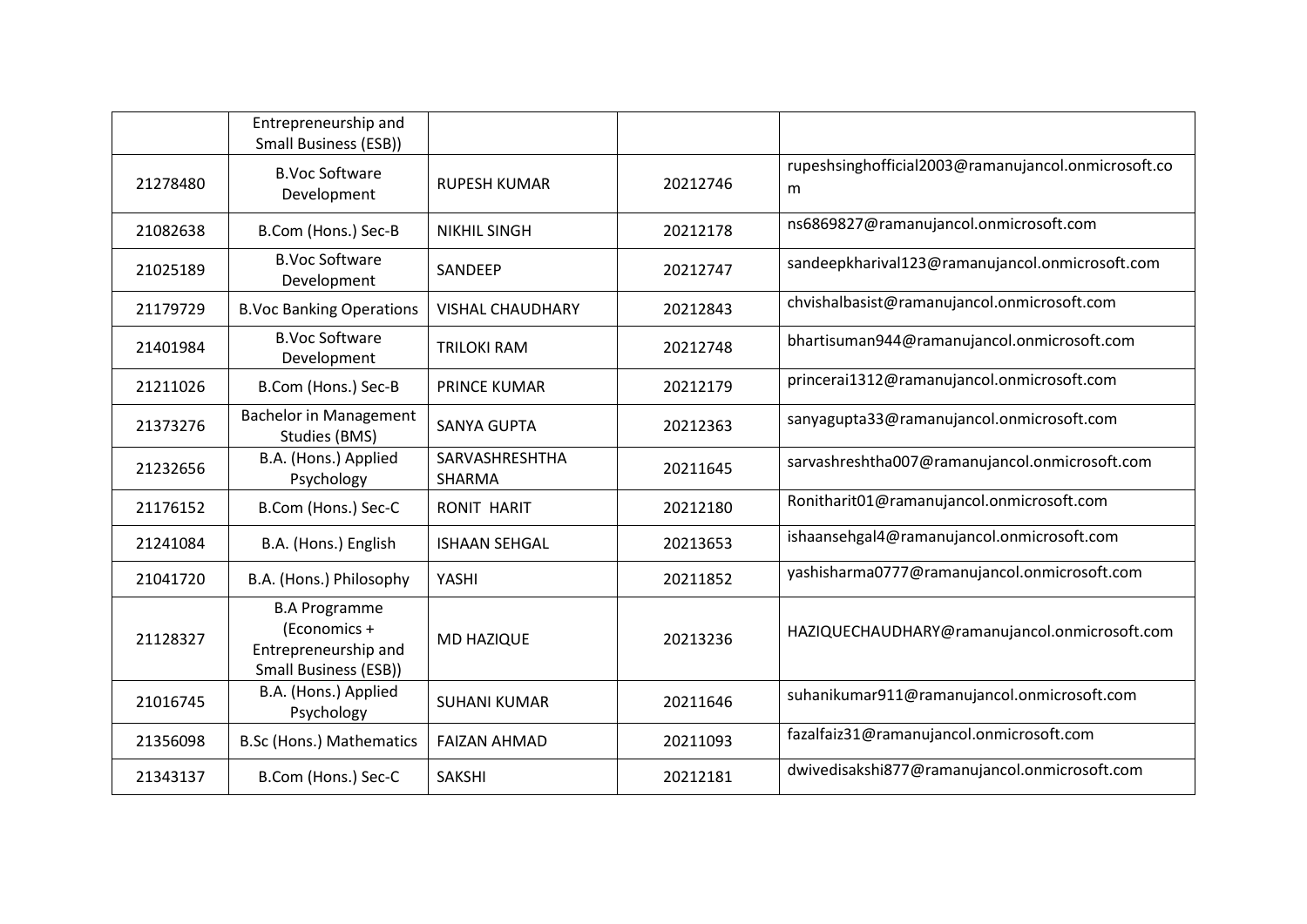| | | | | |
|---|---|---|---|---|
| | Entrepreneurship and Small Business (ESB)) | | | |
| 21278480 | B.Voc Software Development | RUPESH KUMAR | 20212746 | rupeshsinghofficial2003@ramanujancol.onmicrosoft.com |
| 21082638 | B.Com (Hons.) Sec-B | NIKHIL SINGH | 20212178 | ns6869827@ramanujancol.onmicrosoft.com |
| 21025189 | B.Voc Software Development | SANDEEP | 20212747 | sandeepkharival123@ramanujancol.onmicrosoft.com |
| 21179729 | B.Voc Banking Operations | VISHAL CHAUDHARY | 20212843 | chvishalbasist@ramanujancol.onmicrosoft.com |
| 21401984 | B.Voc Software Development | TRILOKI RAM | 20212748 | bhartisuman944@ramanujancol.onmicrosoft.com |
| 21211026 | B.Com (Hons.) Sec-B | PRINCE KUMAR | 20212179 | princerai1312@ramanujancol.onmicrosoft.com |
| 21373276 | Bachelor in Management Studies (BMS) | SANYA GUPTA | 20212363 | sanyagupta33@ramanujancol.onmicrosoft.com |
| 21232656 | B.A. (Hons.) Applied Psychology | SARVASHRESHTHA SHARMA | 20211645 | sarvashreshtha007@ramanujancol.onmicrosoft.com |
| 21176152 | B.Com (Hons.) Sec-C | RONIT HARIT | 20212180 | Ronitharit01@ramanujancol.onmicrosoft.com |
| 21241084 | B.A. (Hons.) English | ISHAAN SEHGAL | 20213653 | ishaansehgal4@ramanujancol.onmicrosoft.com |
| 21041720 | B.A. (Hons.) Philosophy | YASHI | 20211852 | yashisharma0777@ramanujancol.onmicrosoft.com |
| 21128327 | B.A Programme (Economics + Entrepreneurship and Small Business (ESB)) | MD HAZIQUE | 20213236 | HAZIQUECHAUDHARY@ramanujancol.onmicrosoft.com |
| 21016745 | B.A. (Hons.) Applied Psychology | SUHANI KUMAR | 20211646 | suhanikumar911@ramanujancol.onmicrosoft.com |
| 21356098 | B.Sc (Hons.) Mathematics | FAIZAN AHMAD | 20211093 | fazalfaiz31@ramanujancol.onmicrosoft.com |
| 21343137 | B.Com (Hons.) Sec-C | SAKSHI | 20212181 | dwivedisakshi877@ramanujancol.onmicrosoft.com |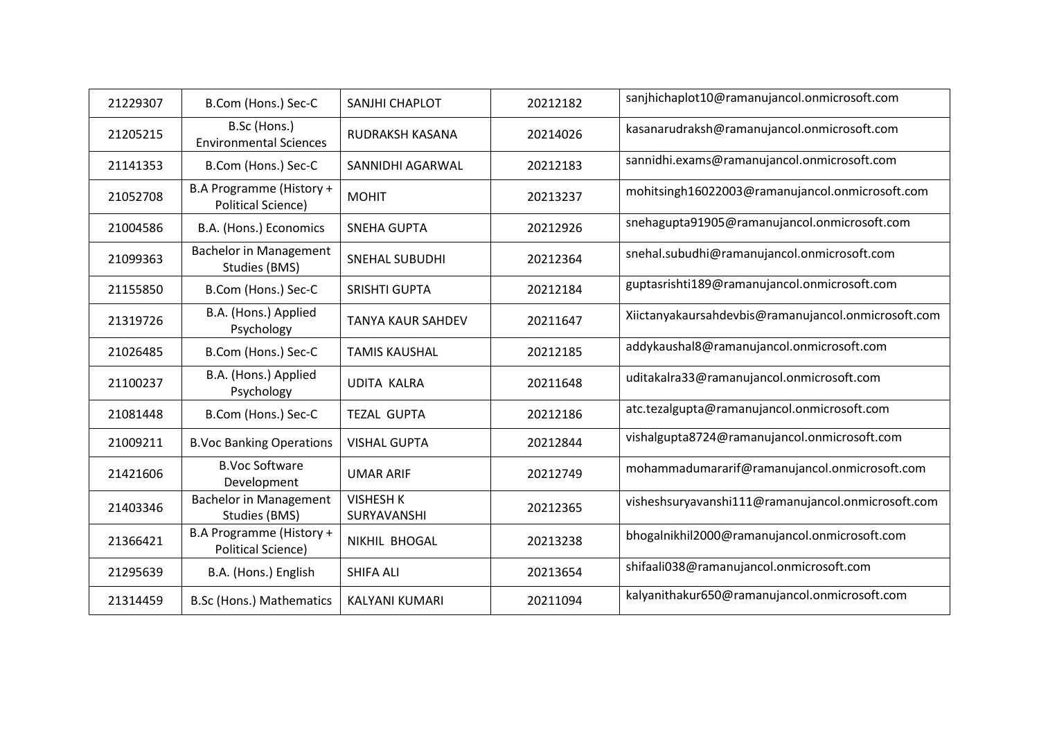| | | | | |
|---|---|---|---|---|
| 21229307 | B.Com (Hons.) Sec-C | SANJHI CHAPLOT | 20212182 | sanjhichaplot10@ramanujancol.onmicrosoft.com |
| 21205215 | B.Sc (Hons.) Environmental Sciences | RUDRAKSH KASANA | 20214026 | kasanarudraksh@ramanujancol.onmicrosoft.com |
| 21141353 | B.Com (Hons.) Sec-C | SANNIDHI AGARWAL | 20212183 | sannidhi.exams@ramanujancol.onmicrosoft.com |
| 21052708 | B.A Programme (History + Political Science) | MOHIT | 20213237 | mohitsingh16022003@ramanujancol.onmicrosoft.com |
| 21004586 | B.A. (Hons.) Economics | SNEHA GUPTA | 20212926 | snehagupta91905@ramanujancol.onmicrosoft.com |
| 21099363 | Bachelor in Management Studies (BMS) | SNEHAL SUBUDHI | 20212364 | snehal.subudhi@ramanujancol.onmicrosoft.com |
| 21155850 | B.Com (Hons.) Sec-C | SRISHTI GUPTA | 20212184 | guptasrishti189@ramanujancol.onmicrosoft.com |
| 21319726 | B.A. (Hons.) Applied Psychology | TANYA KAUR SAHDEV | 20211647 | Xiictanyakaursahdevbis@ramanujancol.onmicrosoft.com |
| 21026485 | B.Com (Hons.) Sec-C | TAMIS KAUSHAL | 20212185 | addykaushal8@ramanujancol.onmicrosoft.com |
| 21100237 | B.A. (Hons.) Applied Psychology | UDITA KALRA | 20211648 | uditakalra33@ramanujancol.onmicrosoft.com |
| 21081448 | B.Com (Hons.) Sec-C | TEZAL GUPTA | 20212186 | atc.tezalgupta@ramanujancol.onmicrosoft.com |
| 21009211 | B.Voc Banking Operations | VISHAL GUPTA | 20212844 | vishalgupta8724@ramanujancol.onmicrosoft.com |
| 21421606 | B.Voc Software Development | UMAR ARIF | 20212749 | mohammadumararif@ramanujancol.onmicrosoft.com |
| 21403346 | Bachelor in Management Studies (BMS) | VISHESH K SURYAVANSHI | 20212365 | visheshsuryavanshi111@ramanujancol.onmicrosoft.com |
| 21366421 | B.A Programme (History + Political Science) | NIKHIL BHOGAL | 20213238 | bhogalnikhil2000@ramanujancol.onmicrosoft.com |
| 21295639 | B.A. (Hons.) English | SHIFA ALI | 20213654 | shifaali038@ramanujancol.onmicrosoft.com |
| 21314459 | B.Sc (Hons.) Mathematics | KALYANI KUMARI | 20211094 | kalyanithakur650@ramanujancol.onmicrosoft.com |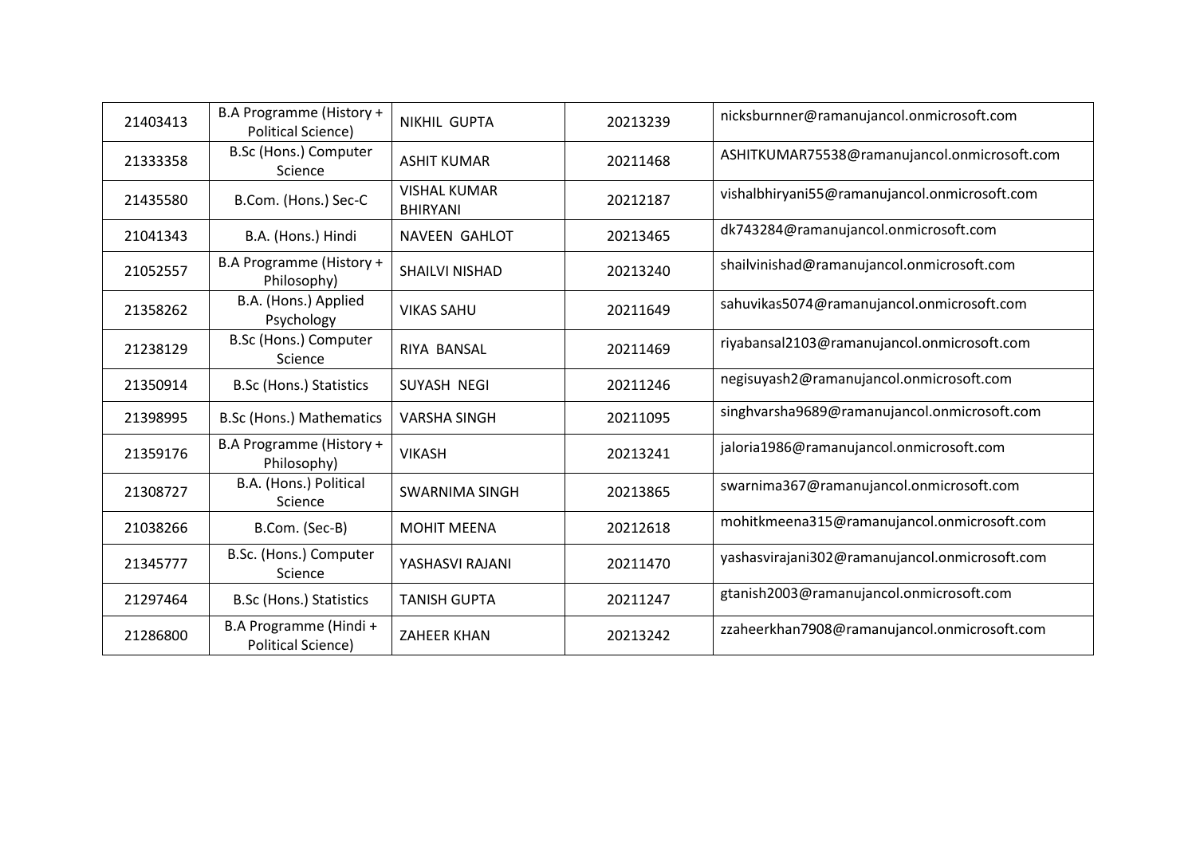| | | | | |
|---|---|---|---|---|
| 21403413 | B.A Programme (History + Political Science) | NIKHIL GUPTA | 20213239 | nicksburnner@ramanujancol.onmicrosoft.com |
| 21333358 | B.Sc (Hons.) Computer Science | ASHIT KUMAR | 20211468 | ASHITKUMAR75538@ramanujancol.onmicrosoft.com |
| 21435580 | B.Com. (Hons.) Sec-C | VISHAL KUMAR BHIRYANI | 20212187 | vishalbhiryani55@ramanujancol.onmicrosoft.com |
| 21041343 | B.A. (Hons.) Hindi | NAVEEN GAHLOT | 20213465 | dk743284@ramanujancol.onmicrosoft.com |
| 21052557 | B.A Programme (History + Philosophy) | SHAILVI NISHAD | 20213240 | shailvinishad@ramanujancol.onmicrosoft.com |
| 21358262 | B.A. (Hons.) Applied Psychology | VIKAS SAHU | 20211649 | sahuvikas5074@ramanujancol.onmicrosoft.com |
| 21238129 | B.Sc (Hons.) Computer Science | RIYA BANSAL | 20211469 | riyabansal2103@ramanujancol.onmicrosoft.com |
| 21350914 | B.Sc (Hons.) Statistics | SUYASH NEGI | 20211246 | negisuyash2@ramanujancol.onmicrosoft.com |
| 21398995 | B.Sc (Hons.) Mathematics | VARSHA SINGH | 20211095 | singhvarsha9689@ramanujancol.onmicrosoft.com |
| 21359176 | B.A Programme (History + Philosophy) | VIKASH | 20213241 | jaloria1986@ramanujancol.onmicrosoft.com |
| 21308727 | B.A. (Hons.) Political Science | SWARNIMA SINGH | 20213865 | swarnima367@ramanujancol.onmicrosoft.com |
| 21038266 | B.Com. (Sec-B) | MOHIT MEENA | 20212618 | mohitkmeena315@ramanujancol.onmicrosoft.com |
| 21345777 | B.Sc. (Hons.) Computer Science | YASHASVI RAJANI | 20211470 | yashasvirajani302@ramanujancol.onmicrosoft.com |
| 21297464 | B.Sc (Hons.) Statistics | TANISH GUPTA | 20211247 | gtanish2003@ramanujancol.onmicrosoft.com |
| 21286800 | B.A Programme (Hindi + Political Science) | ZAHEER KHAN | 20213242 | zzaheerkhan7908@ramanujancol.onmicrosoft.com |